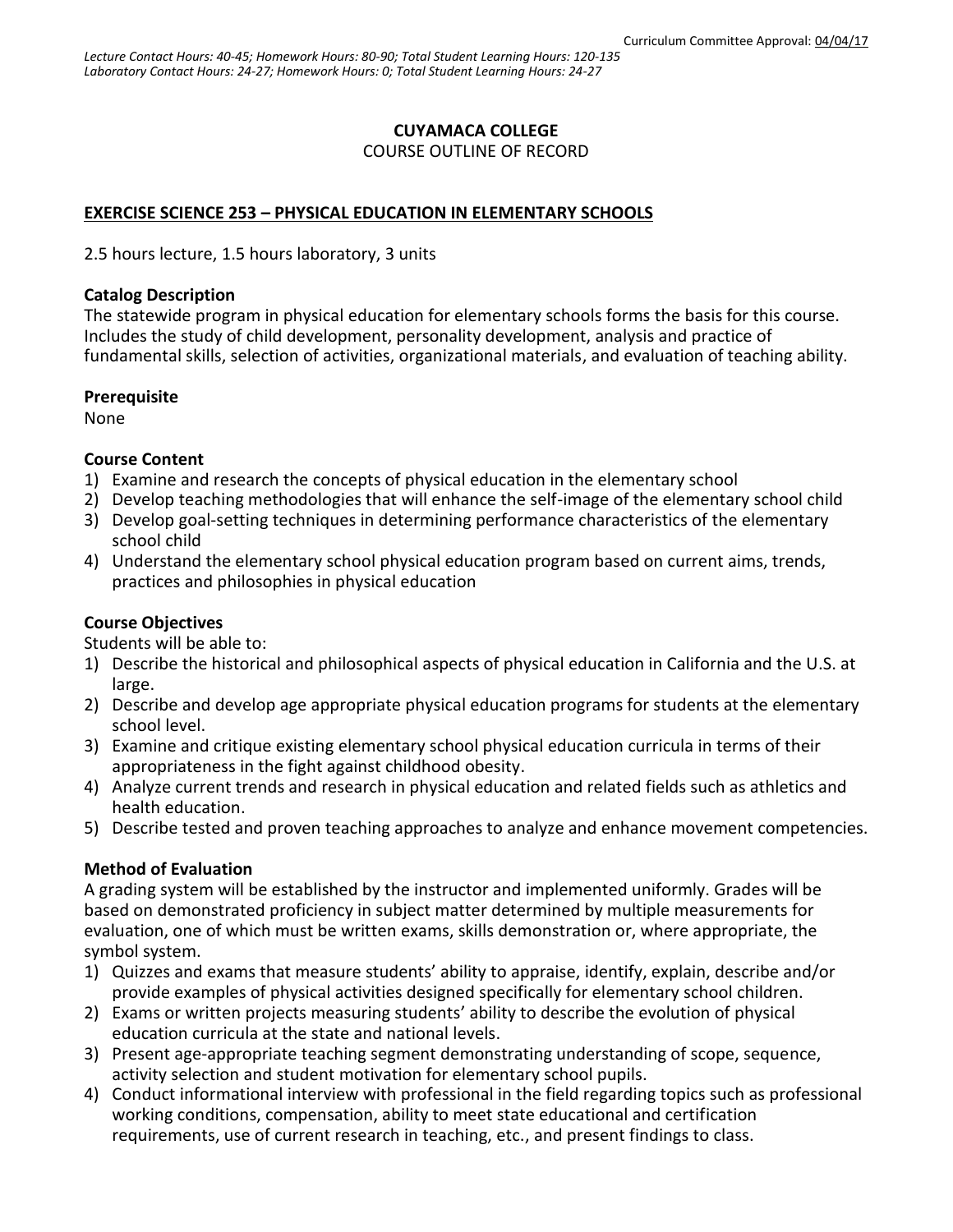Curriculum Committee Approval: 04/04/17

*Lecture Contact Hours: 40-45; Homework Hours: 80-90; Total Student Learning Hours: 120-135*
*Laboratory Contact Hours: 24-27; Homework Hours: 0; Total Student Learning Hours: 24-27*

# CUYAMACA COLLEGE
COURSE OUTLINE OF RECORD

## EXERCISE SCIENCE 253 – PHYSICAL EDUCATION IN ELEMENTARY SCHOOLS

2.5 hours lecture, 1.5 hours laboratory, 3 units

### Catalog Description
The statewide program in physical education for elementary schools forms the basis for this course. Includes the study of child development, personality development, analysis and practice of fundamental skills, selection of activities, organizational materials, and evaluation of teaching ability.

### Prerequisite
None

### Course Content
1) Examine and research the concepts of physical education in the elementary school
2) Develop teaching methodologies that will enhance the self-image of the elementary school child
3) Develop goal-setting techniques in determining performance characteristics of the elementary school child
4) Understand the elementary school physical education program based on current aims, trends, practices and philosophies in physical education

### Course Objectives
Students will be able to:
1) Describe the historical and philosophical aspects of physical education in California and the U.S. at large.
2) Describe and develop age appropriate physical education programs for students at the elementary school level.
3) Examine and critique existing elementary school physical education curricula in terms of their appropriateness in the fight against childhood obesity.
4) Analyze current trends and research in physical education and related fields such as athletics and health education.
5) Describe tested and proven teaching approaches to analyze and enhance movement competencies.

### Method of Evaluation
A grading system will be established by the instructor and implemented uniformly. Grades will be based on demonstrated proficiency in subject matter determined by multiple measurements for evaluation, one of which must be written exams, skills demonstration or, where appropriate, the symbol system.
1) Quizzes and exams that measure students' ability to appraise, identify, explain, describe and/or provide examples of physical activities designed specifically for elementary school children.
2) Exams or written projects measuring students' ability to describe the evolution of physical education curricula at the state and national levels.
3) Present age-appropriate teaching segment demonstrating understanding of scope, sequence, activity selection and student motivation for elementary school pupils.
4) Conduct informational interview with professional in the field regarding topics such as professional working conditions, compensation, ability to meet state educational and certification requirements, use of current research in teaching, etc., and present findings to class.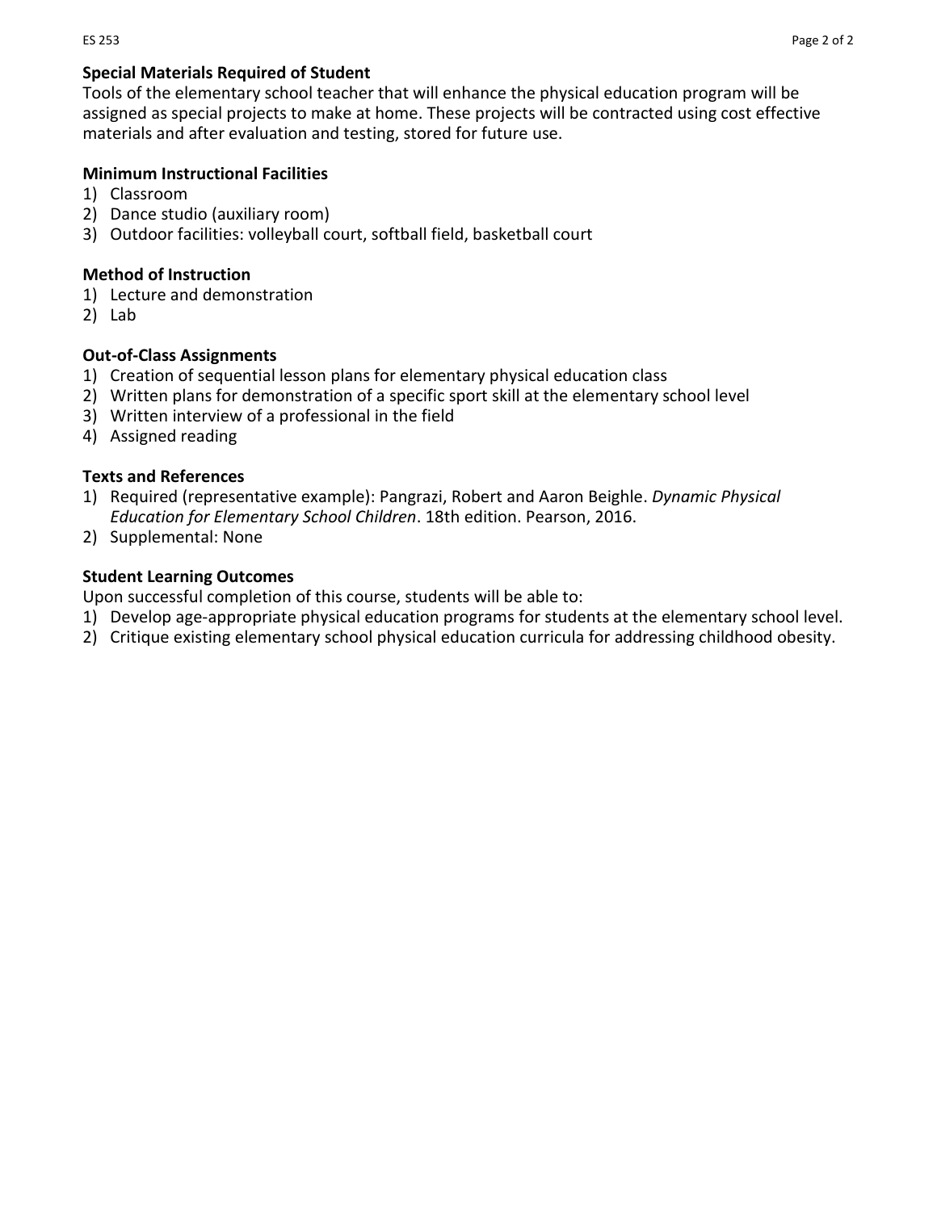**Special Materials Required of Student**

Tools of the elementary school teacher that will enhance the physical education program will be assigned as special projects to make at home. These projects will be contracted using cost effective materials and after evaluation and testing, stored for future use.

**Minimum Instructional Facilities**

1) Classroom
2) Dance studio (auxiliary room)
3) Outdoor facilities: volleyball court, softball field, basketball court

**Method of Instruction**

1) Lecture and demonstration
2) Lab

**Out-of-Class Assignments**

1) Creation of sequential lesson plans for elementary physical education class
2) Written plans for demonstration of a specific sport skill at the elementary school level
3) Written interview of a professional in the field
4) Assigned reading

**Texts and References**

1) Required (representative example): Pangrazi, Robert and Aaron Beighle. *Dynamic Physical Education for Elementary School Children*. 18th edition. Pearson, 2016.
2) Supplemental: None

**Student Learning Outcomes**

Upon successful completion of this course, students will be able to:

1) Develop age-appropriate physical education programs for students at the elementary school level.
2) Critique existing elementary school physical education curricula for addressing childhood obesity.